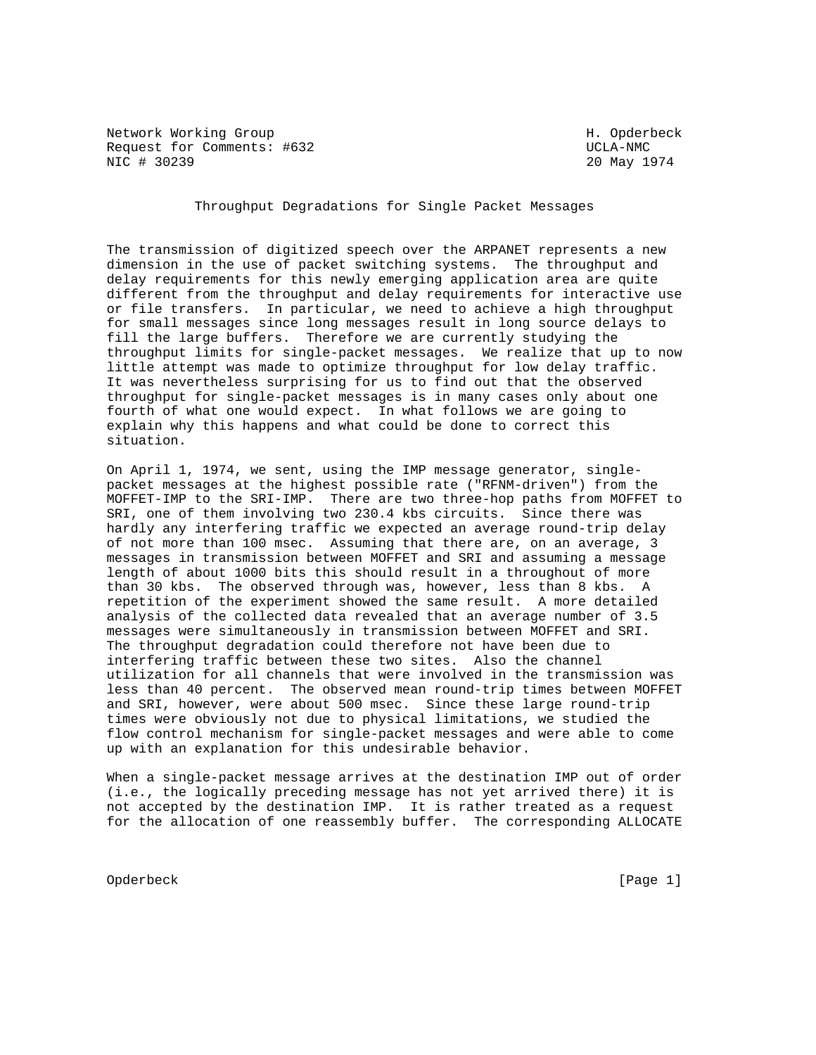Network Working Group H. Opderbeck
Request for Comments: #632 UCLA-NMC
NIC # 30239 20 May 1974

# Throughput Degradations for Single Packet Messages

The transmission of digitized speech over the ARPANET represents a new dimension in the use of packet switching systems. The throughput and delay requirements for this newly emerging application area are quite different from the throughput and delay requirements for interactive use or file transfers. In particular, we need to achieve a high throughput for small messages since long messages result in long source delays to fill the large buffers. Therefore we are currently studying the throughput limits for single-packet messages. We realize that up to now little attempt was made to optimize throughput for low delay traffic. It was nevertheless surprising for us to find out that the observed throughput for single-packet messages is in many cases only about one fourth of what one would expect. In what follows we are going to explain why this happens and what could be done to correct this situation.

On April 1, 1974, we sent, using the IMP message generator, single-packet messages at the highest possible rate ("RFNM-driven") from the MOFFET-IMP to the SRI-IMP. There are two three-hop paths from MOFFET to SRI, one of them involving two 230.4 kbs circuits. Since there was hardly any interfering traffic we expected an average round-trip delay of not more than 100 msec. Assuming that there are, on an average, 3 messages in transmission between MOFFET and SRI and assuming a message length of about 1000 bits this should result in a throughout of more than 30 kbs. The observed through was, however, less than 8 kbs. A repetition of the experiment showed the same result. A more detailed analysis of the collected data revealed that an average number of 3.5 messages were simultaneously in transmission between MOFFET and SRI. The throughput degradation could therefore not have been due to interfering traffic between these two sites. Also the channel utilization for all channels that were involved in the transmission was less than 40 percent. The observed mean round-trip times between MOFFET and SRI, however, were about 500 msec. Since these large round-trip times were obviously not due to physical limitations, we studied the flow control mechanism for single-packet messages and were able to come up with an explanation for this undesirable behavior.

When a single-packet message arrives at the destination IMP out of order (i.e., the logically preceding message has not yet arrived there) it is not accepted by the destination IMP. It is rather treated as a request for the allocation of one reassembly buffer. The corresponding ALLOCATE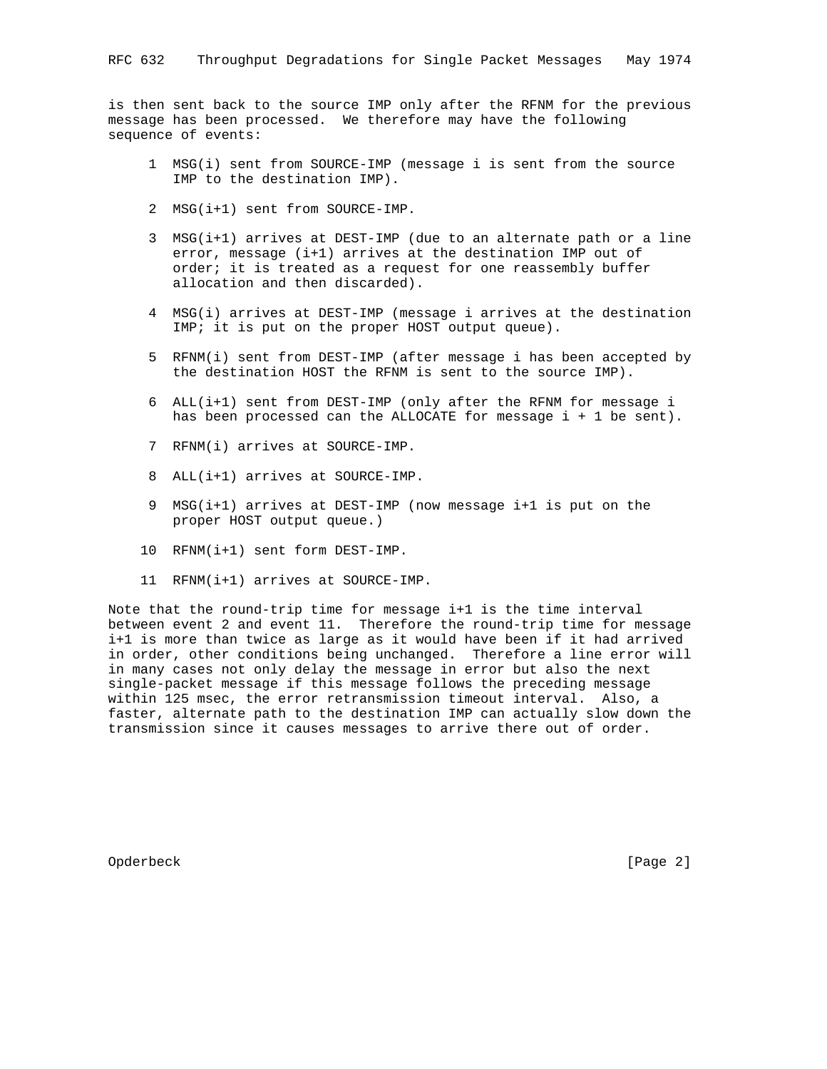is then sent back to the source IMP only after the RFNM for the previous message has been processed. We therefore may have the following sequence of events:

1. MSG(i) sent from SOURCE-IMP (message i is sent from the source IMP to the destination IMP).
2. MSG(i+1) sent from SOURCE-IMP.
3. MSG(i+1) arrives at DEST-IMP (due to an alternate path or a line error, message (i+1) arrives at the destination IMP out of order; it is treated as a request for one reassembly buffer allocation and then discarded).
4. MSG(i) arrives at DEST-IMP (message i arrives at the destination IMP; it is put on the proper HOST output queue).
5. RFNM(i) sent from DEST-IMP (after message i has been accepted by the destination HOST the RFNM is sent to the source IMP).
6. ALL(i+1) sent from DEST-IMP (only after the RFNM for message i has been processed can the ALLOCATE for message i + 1 be sent).
7. RFNM(i) arrives at SOURCE-IMP.
8. ALL(i+1) arrives at SOURCE-IMP.
9. MSG(i+1) arrives at DEST-IMP (now message i+1 is put on the proper HOST output queue.)
10. RFNM(i+1) sent form DEST-IMP.
11. RFNM(i+1) arrives at SOURCE-IMP.

Note that the round-trip time for message i+1 is the time interval between event 2 and event 11. Therefore the round-trip time for message i+1 is more than twice as large as it would have been if it had arrived in order, other conditions being unchanged. Therefore a line error will in many cases not only delay the message in error but also the next single-packet message if this message follows the preceding message within 125 msec, the error retransmission timeout interval. Also, a faster, alternate path to the destination IMP can actually slow down the transmission since it causes messages to arrive there out of order.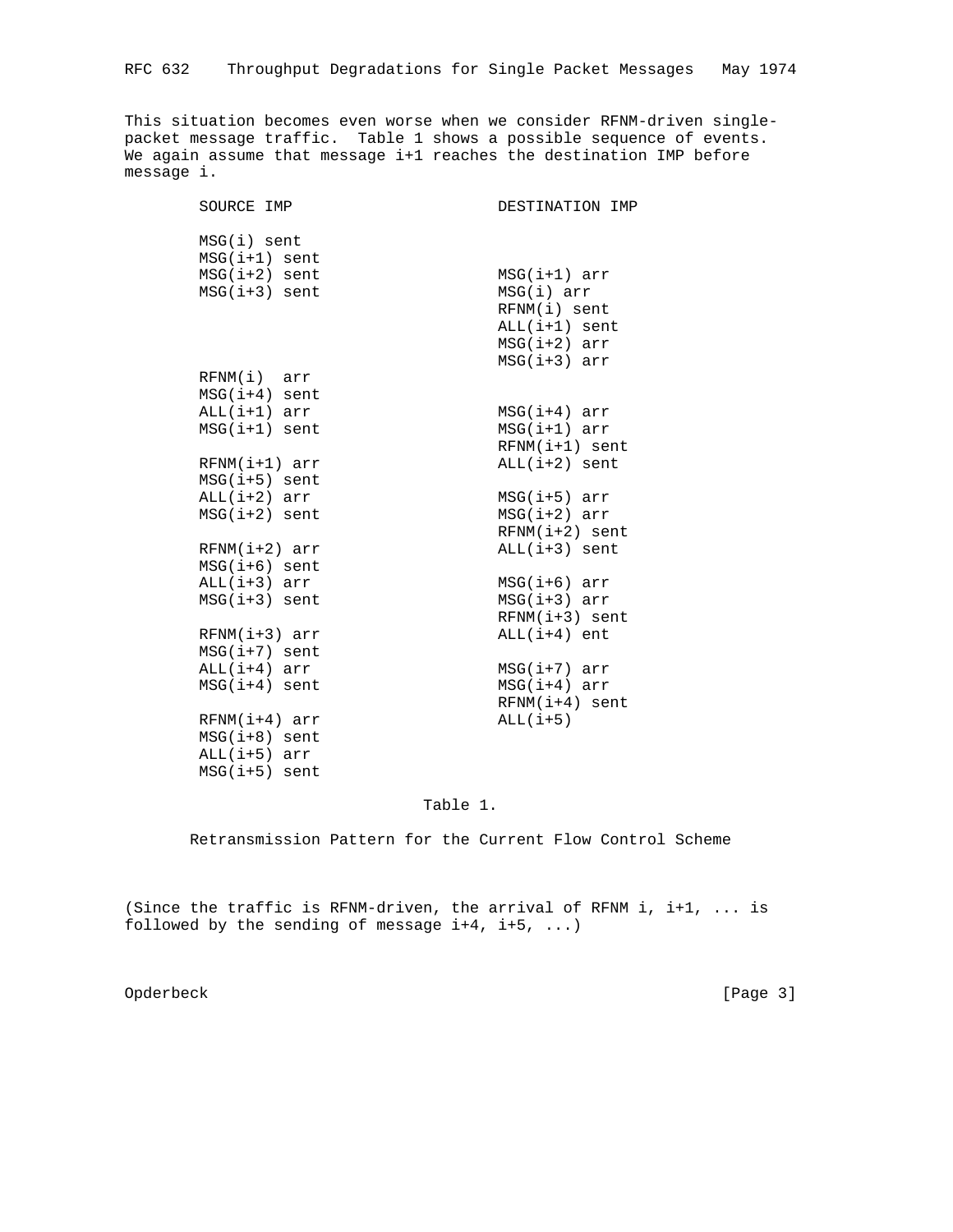This situation becomes even worse when we consider RFNM-driven single-packet message traffic. Table 1 shows a possible sequence of events. We again assume that message i+1 reaches the destination IMP before message i.

```
        SOURCE IMP                      DESTINATION IMP

        MSG(i) sent
        MSG(i+1) sent
        MSG(i+2) sent                   MSG(i+1) arr
        MSG(i+3) sent                   MSG(i) arr
                                        RFNM(i) sent
                                        ALL(i+1) sent
                                        MSG(i+2) arr
                                        MSG(i+3) arr
        RFNM(i)  arr
        MSG(i+4) sent
        ALL(i+1) arr                    MSG(i+4) arr
        MSG(i+1) sent                   MSG(i+1) arr
                                        RFNM(i+1) sent
        RFNM(i+1) arr                   ALL(i+2) sent
        MSG(i+5) sent
        ALL(i+2) arr                    MSG(i+5) arr
        MSG(i+2) sent                   MSG(i+2) arr
                                        RFNM(i+2) sent
        RFNM(i+2) arr                   ALL(i+3) sent
        MSG(i+6) sent
        ALL(i+3) arr                    MSG(i+6) arr
        MSG(i+3) sent                   MSG(i+3) arr
                                        RFNM(i+3) sent
        RFNM(i+3) arr                   ALL(i+4) ent
        MSG(i+7) sent
        ALL(i+4) arr                    MSG(i+7) arr
        MSG(i+4) sent                   MSG(i+4) arr
                                        RFNM(i+4) sent
        RFNM(i+4) arr                   ALL(i+5)
        MSG(i+8) sent
        ALL(i+5) arr
        MSG(i+5) sent
```

Table 1.

Retransmission Pattern for the Current Flow Control Scheme

(Since the traffic is RFNM-driven, the arrival of RFNM i, i+1, ... is followed by the sending of message i+4, i+5, ...)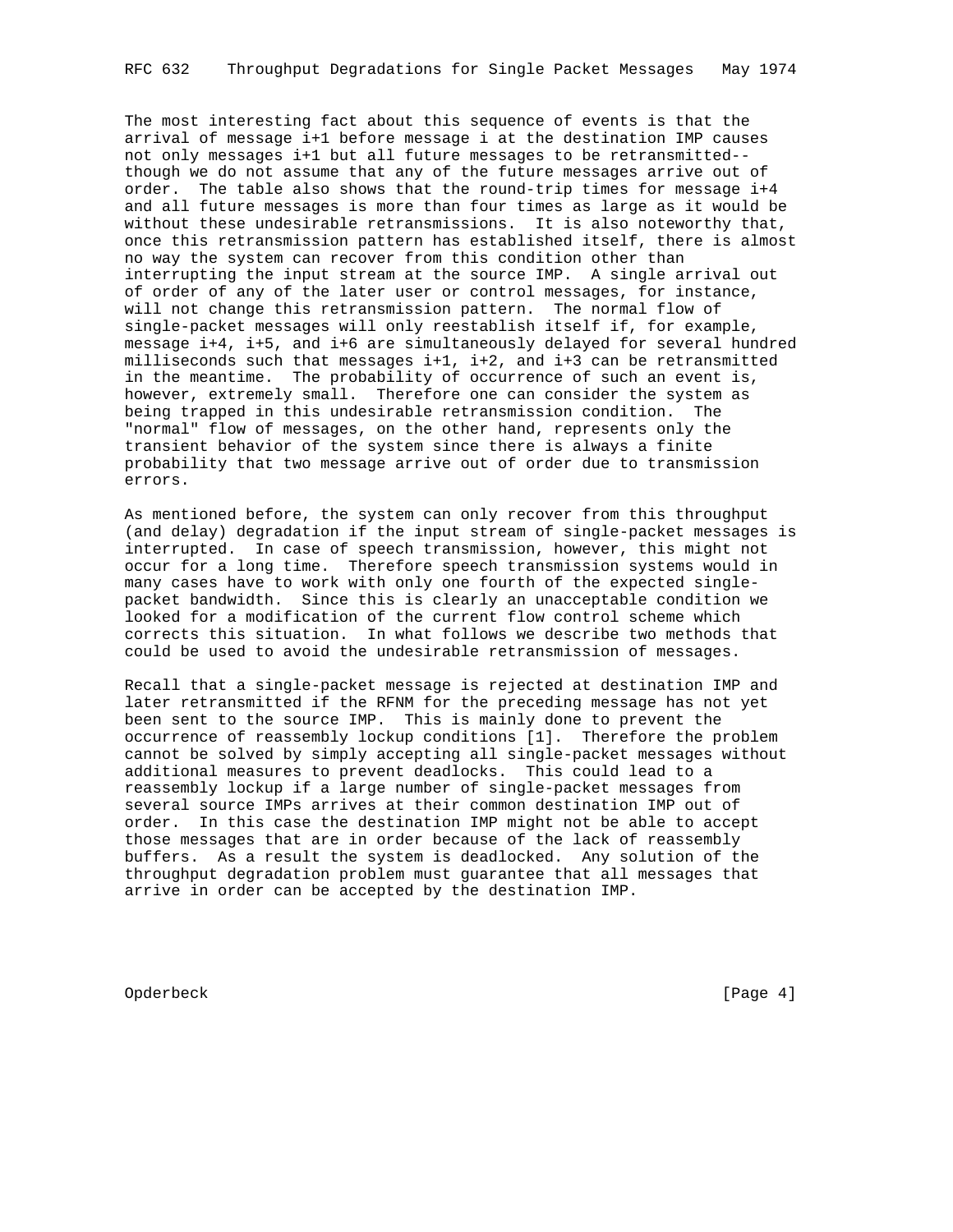The most interesting fact about this sequence of events is that the arrival of message i+1 before message i at the destination IMP causes not only messages i+1 but all future messages to be retransmitted-- though we do not assume that any of the future messages arrive out of order. The table also shows that the round-trip times for message i+4 and all future messages is more than four times as large as it would be without these undesirable retransmissions. It is also noteworthy that, once this retransmission pattern has established itself, there is almost no way the system can recover from this condition other than interrupting the input stream at the source IMP. A single arrival out of order of any of the later user or control messages, for instance, will not change this retransmission pattern. The normal flow of single-packet messages will only reestablish itself if, for example, message i+4, i+5, and i+6 are simultaneously delayed for several hundred milliseconds such that messages i+1, i+2, and i+3 can be retransmitted in the meantime. The probability of occurrence of such an event is, however, extremely small. Therefore one can consider the system as being trapped in this undesirable retransmission condition. The "normal" flow of messages, on the other hand, represents only the transient behavior of the system since there is always a finite probability that two message arrive out of order due to transmission errors.

As mentioned before, the system can only recover from this throughput (and delay) degradation if the input stream of single-packet messages is interrupted. In case of speech transmission, however, this might not occur for a long time. Therefore speech transmission systems would in many cases have to work with only one fourth of the expected single-packet bandwidth. Since this is clearly an unacceptable condition we looked for a modification of the current flow control scheme which corrects this situation. In what follows we describe two methods that could be used to avoid the undesirable retransmission of messages.

Recall that a single-packet message is rejected at destination IMP and later retransmitted if the RFNM for the preceding message has not yet been sent to the source IMP. This is mainly done to prevent the occurrence of reassembly lockup conditions [1]. Therefore the problem cannot be solved by simply accepting all single-packet messages without additional measures to prevent deadlocks. This could lead to a reassembly lockup if a large number of single-packet messages from several source IMPs arrives at their common destination IMP out of order. In this case the destination IMP might not be able to accept those messages that are in order because of the lack of reassembly buffers. As a result the system is deadlocked. Any solution of the throughput degradation problem must guarantee that all messages that arrive in order can be accepted by the destination IMP.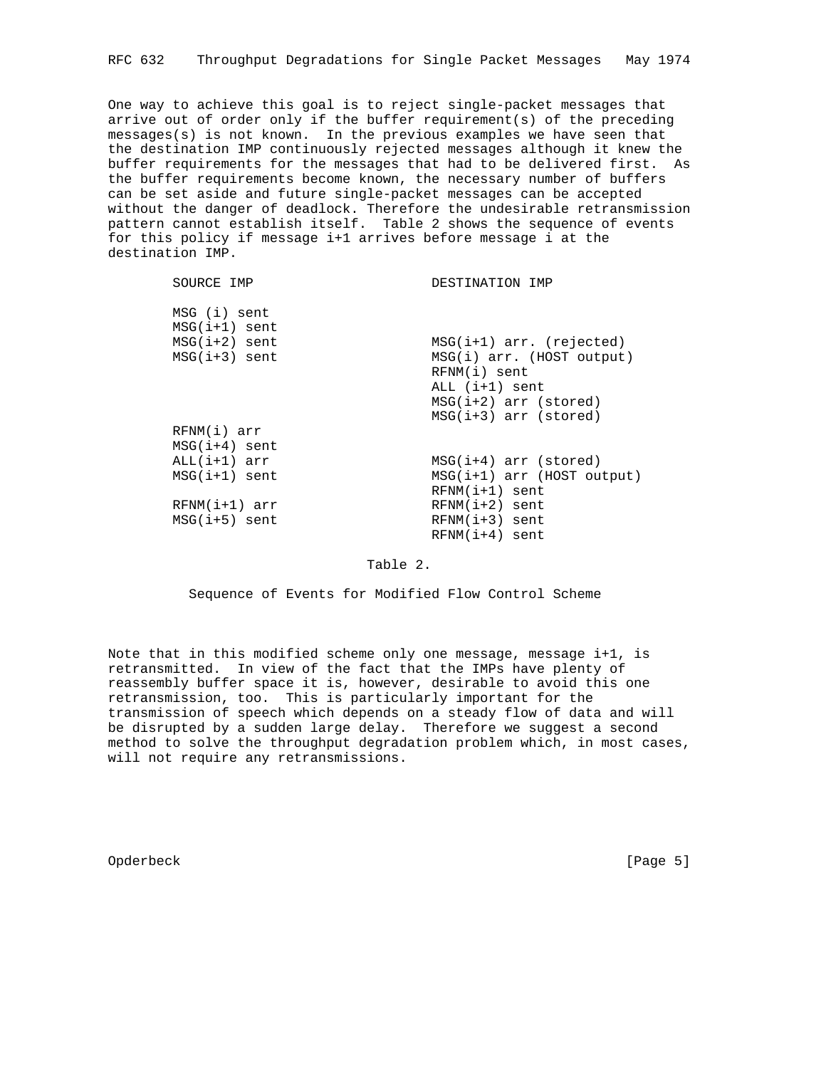One way to achieve this goal is to reject single-packet messages that arrive out of order only if the buffer requirement(s) of the preceding messages(s) is not known. In the previous examples we have seen that the destination IMP continuously rejected messages although it knew the buffer requirements for the messages that had to be delivered first. As the buffer requirements become known, the necessary number of buffers can be set aside and future single-packet messages can be accepted without the danger of deadlock. Therefore the undesirable retransmission pattern cannot establish itself. Table 2 shows the sequence of events for this policy if message i+1 arrives before message i at the destination IMP.

| SOURCE IMP | DESTINATION IMP |
|---|---|
| MSG (i) sent | |
| MSG(i+1) sent | |
| MSG(i+2) sent | MSG(i+1) arr. (rejected) |
| MSG(i+3) sent | MSG(i) arr. (HOST output) |
| | RFNM(i) sent |
| | ALL (i+1) sent |
| | MSG(i+2) arr (stored) |
| | MSG(i+3) arr (stored) |
| RFNM(i) arr | |
| MSG(i+4) sent | |
| ALL(i+1) arr | MSG(i+4) arr (stored) |
| MSG(i+1) sent | MSG(i+1) arr (HOST output) |
| | RFNM(i+1) sent |
| RFNM(i+1) arr | RFNM(i+2) sent |
| MSG(i+5) sent | RFNM(i+3) sent |
| | RFNM(i+4) sent |

Table 2.

Sequence of Events for Modified Flow Control Scheme

Note that in this modified scheme only one message, message i+1, is retransmitted. In view of the fact that the IMPs have plenty of reassembly buffer space it is, however, desirable to avoid this one retransmission, too. This is particularly important for the transmission of speech which depends on a steady flow of data and will be disrupted by a sudden large delay. Therefore we suggest a second method to solve the throughput degradation problem which, in most cases, will not require any retransmissions.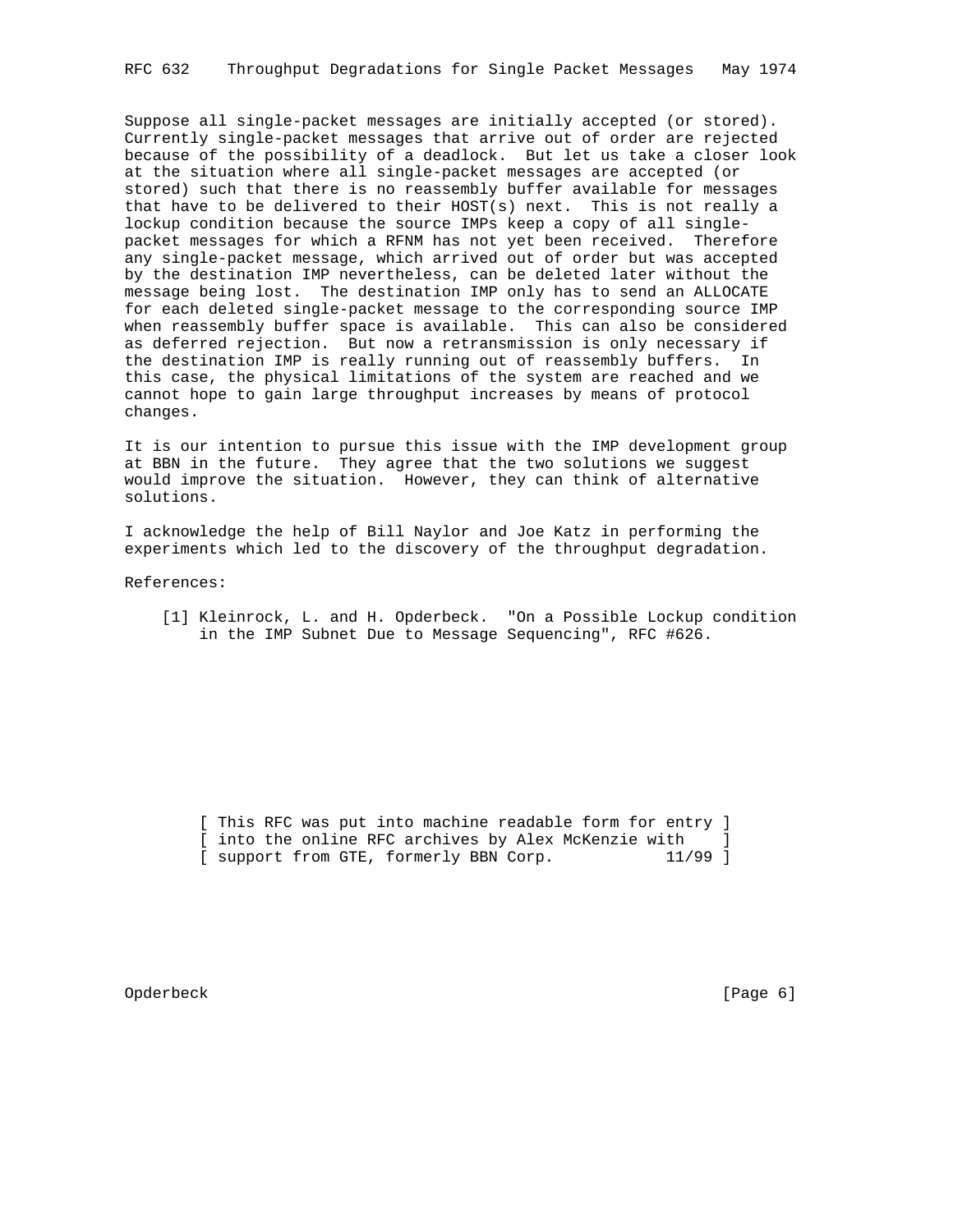Suppose all single-packet messages are initially accepted (or stored). Currently single-packet messages that arrive out of order are rejected because of the possibility of a deadlock. But let us take a closer look at the situation where all single-packet messages are accepted (or stored) such that there is no reassembly buffer available for messages that have to be delivered to their HOST(s) next. This is not really a lockup condition because the source IMPs keep a copy of all single-packet messages for which a RFNM has not yet been received. Therefore any single-packet message, which arrived out of order but was accepted by the destination IMP nevertheless, can be deleted later without the message being lost. The destination IMP only has to send an ALLOCATE for each deleted single-packet message to the corresponding source IMP when reassembly buffer space is available. This can also be considered as deferred rejection. But now a retransmission is only necessary if the destination IMP is really running out of reassembly buffers. In this case, the physical limitations of the system are reached and we cannot hope to gain large throughput increases by means of protocol changes.

It is our intention to pursue this issue with the IMP development group at BBN in the future. They agree that the two solutions we suggest would improve the situation. However, they can think of alternative solutions.

I acknowledge the help of Bill Naylor and Joe Katz in performing the experiments which led to the discovery of the throughput degradation.

References:

[1] Kleinrock, L. and H. Opderbeck. "On a Possible Lockup condition in the IMP Subnet Due to Message Sequencing", RFC #626.

[ This RFC was put into machine readable form for entry ]
[ into the online RFC archives by Alex McKenzie with ]
[ support from GTE, formerly BBN Corp. 11/99 ]